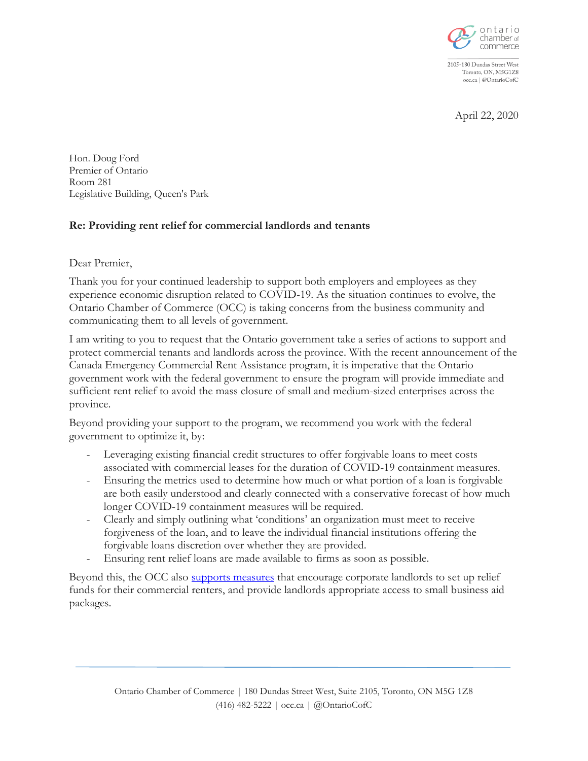ontario chamber of commerce

2105-180 Dundas Street West
Toronto, ON, M5G1Z8
occ.ca | @OntarioCofC

April 22, 2020

Hon. Doug Ford
Premier of Ontario
Room 281
Legislative Building, Queen's Park

**Re: Providing rent relief for commercial landlords and tenants**

Dear Premier,

Thank you for your continued leadership to support both employers and employees as they experience economic disruption related to COVID-19. As the situation continues to evolve, the Ontario Chamber of Commerce (OCC) is taking concerns from the business community and communicating them to all levels of government.

I am writing to you to request that the Ontario government take a series of actions to support and protect commercial tenants and landlords across the province. With the recent announcement of the Canada Emergency Commercial Rent Assistance program, it is imperative that the Ontario government work with the federal government to ensure the program will provide immediate and sufficient rent relief to avoid the mass closure of small and medium-sized enterprises across the province.

Beyond providing your support to the program, we recommend you work with the federal government to optimize it, by:

- Leveraging existing financial credit structures to offer forgivable loans to meet costs associated with commercial leases for the duration of COVID-19 containment measures.
- Ensuring the metrics used to determine how much or what portion of a loan is forgivable are both easily understood and clearly connected with a conservative forecast of how much longer COVID-19 containment measures will be required.
- Clearly and simply outlining what 'conditions' an organization must meet to receive forgiveness of the loan, and to leave the individual financial institutions offering the forgivable loans discretion over whether they are provided.
- Ensuring rent relief loans are made available to firms as soon as possible.

Beyond this, the OCC also supports measures that encourage corporate landlords to set up relief funds for their commercial renters, and provide landlords appropriate access to small business aid packages.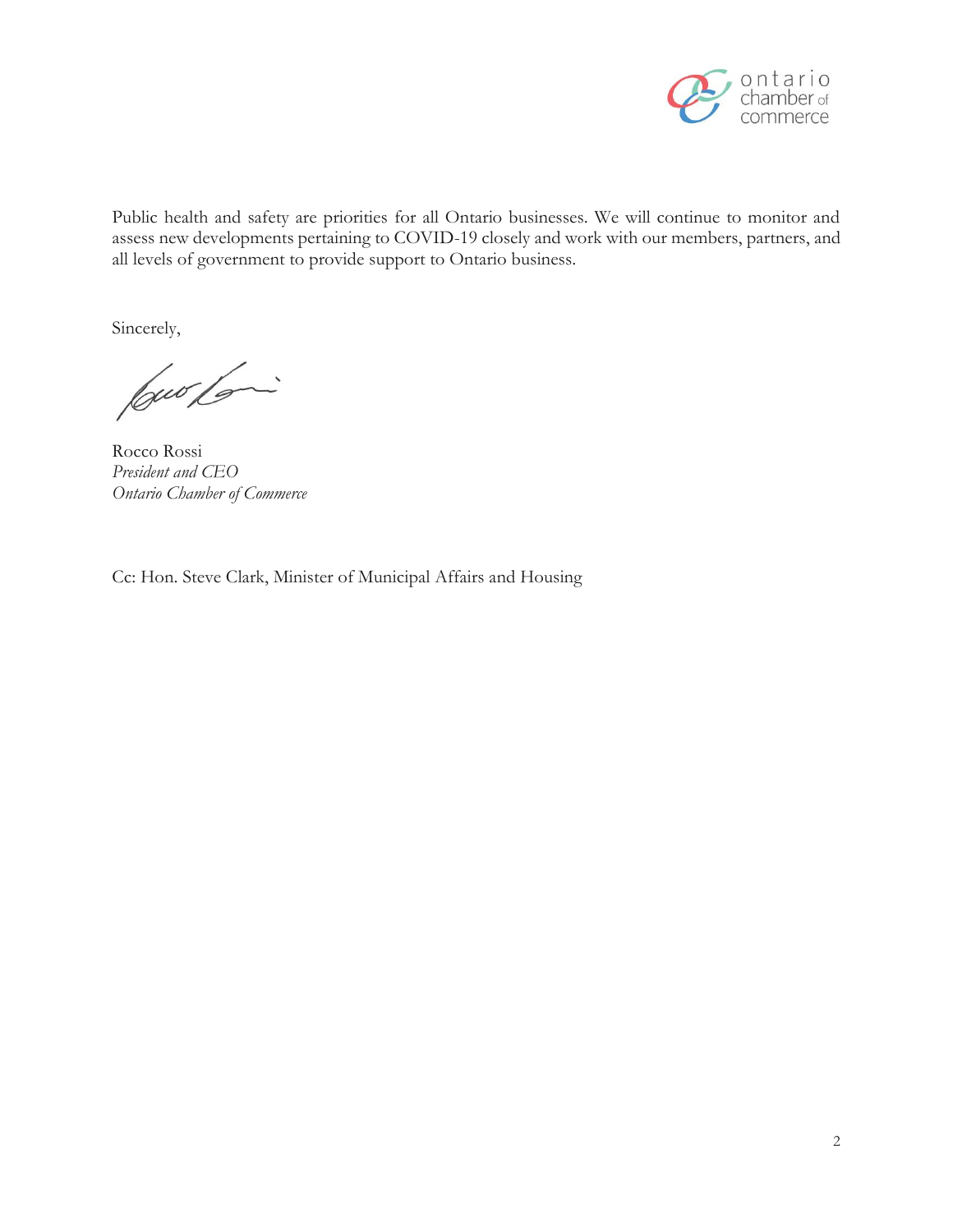Public health and safety are priorities for all Ontario businesses. We will continue to monitor and assess new developments pertaining to COVID-19 closely and work with our members, partners, and all levels of government to provide support to Ontario business.

Sincerely,

Rocco Rossi  
*President and CEO*  
*Ontario Chamber of Commerce*

Cc: Hon. Steve Clark, Minister of Municipal Affairs and Housing